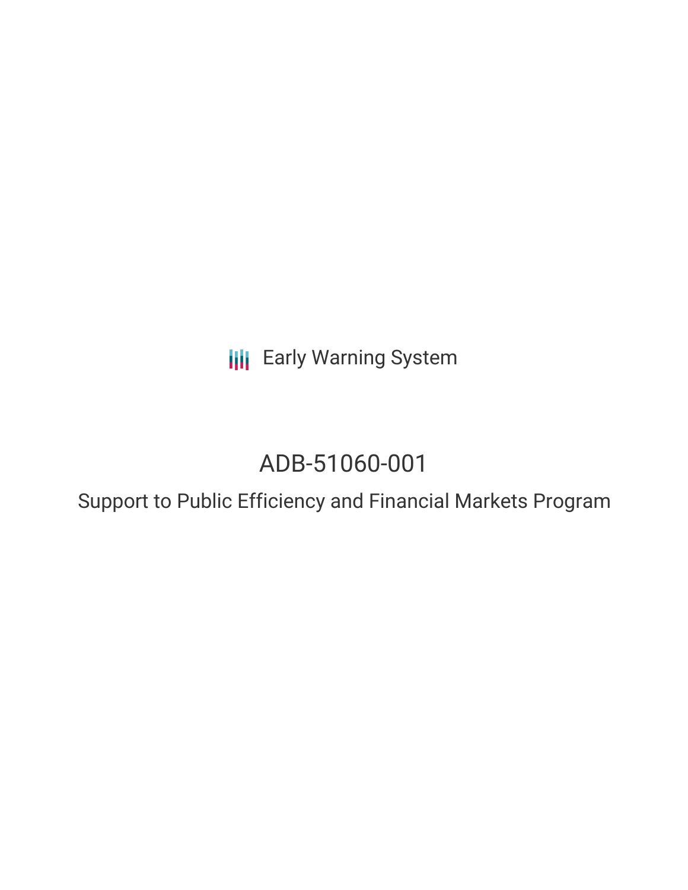Early Warning System

# ADB-51060-001

## Support to Public Efficiency and Financial Markets Program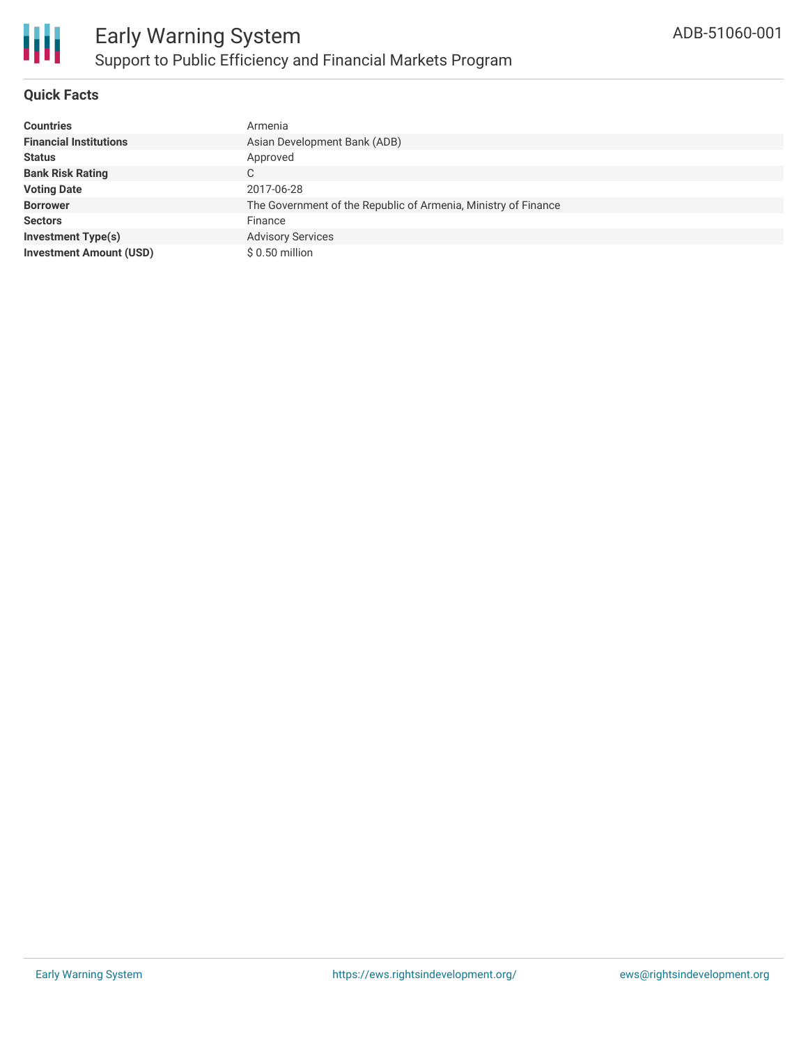# Early Warning System

## Support to Public Efficiency and Financial Markets Program

ADB-51060-001

### Quick Facts

| | |
|---|---|
| **Countries** | Armenia |
| **Financial Institutions** | Asian Development Bank (ADB) |
| **Status** | Approved |
| **Bank Risk Rating** | C |
| **Voting Date** | 2017-06-28 |
| **Borrower** | The Government of the Republic of Armenia, Ministry of Finance |
| **Sectors** | Finance |
| **Investment Type(s)** | Advisory Services |
| **Investment Amount (USD)** | $ 0.50 million |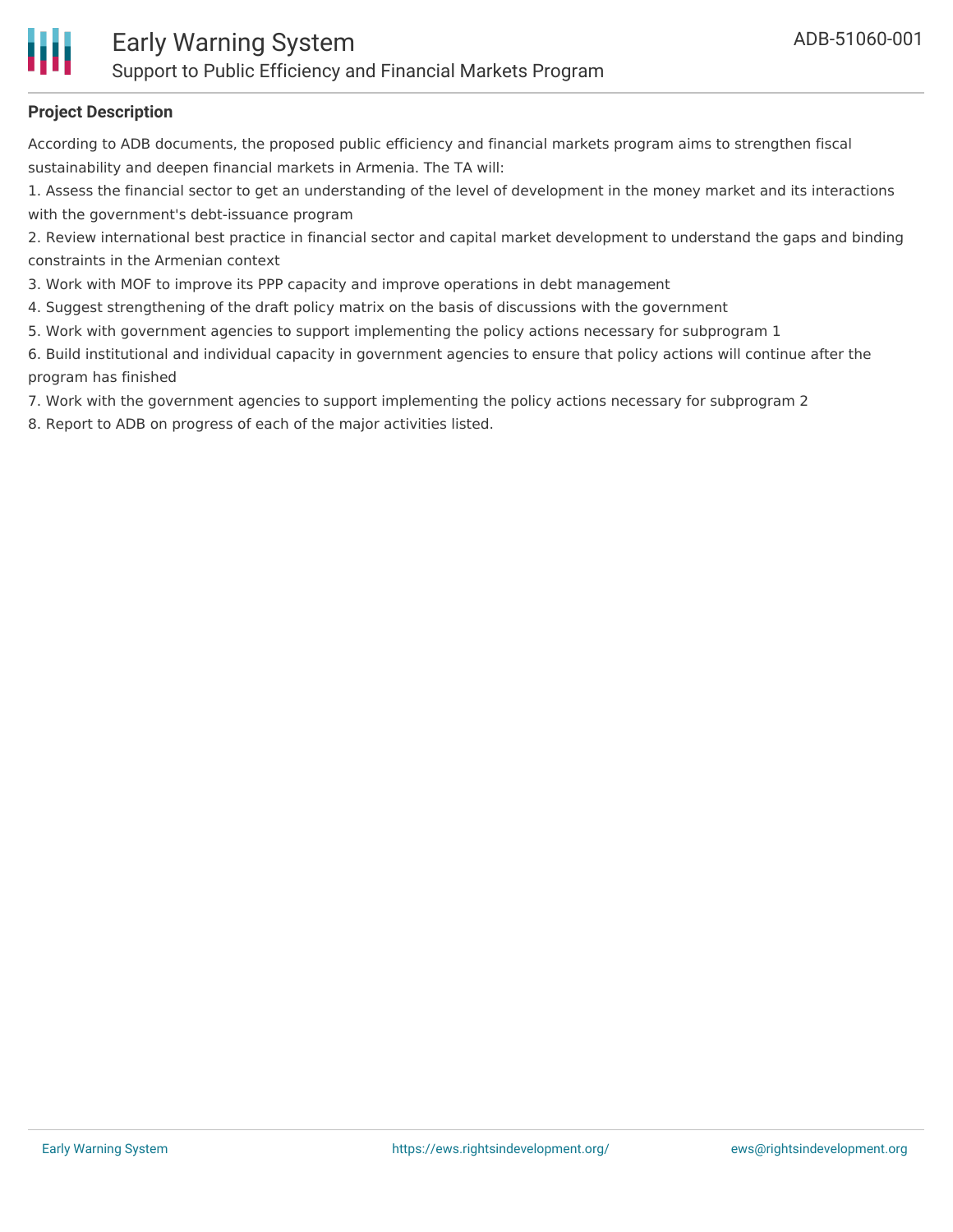**Project Description**

According to ADB documents, the proposed public efficiency and financial markets program aims to strengthen fiscal sustainability and deepen financial markets in Armenia. The TA will:

1. Assess the financial sector to get an understanding of the level of development in the money market and its interactions with the government's debt-issuance program
2. Review international best practice in financial sector and capital market development to understand the gaps and binding constraints in the Armenian context
3. Work with MOF to improve its PPP capacity and improve operations in debt management
4. Suggest strengthening of the draft policy matrix on the basis of discussions with the government
5. Work with government agencies to support implementing the policy actions necessary for subprogram 1
6. Build institutional and individual capacity in government agencies to ensure that policy actions will continue after the program has finished
7. Work with the government agencies to support implementing the policy actions necessary for subprogram 2
8. Report to ADB on progress of each of the major activities listed.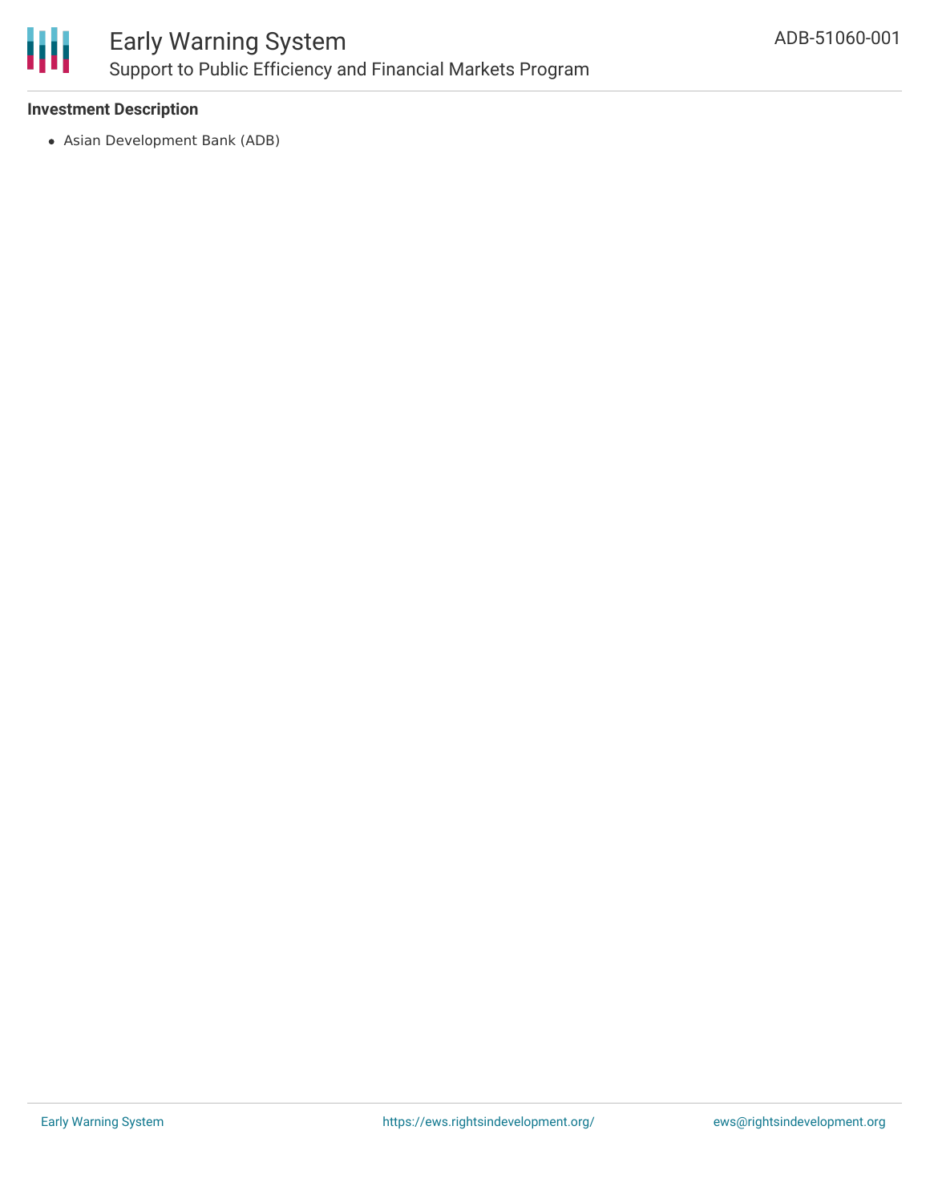### Investment Description

- Asian Development Bank (ADB)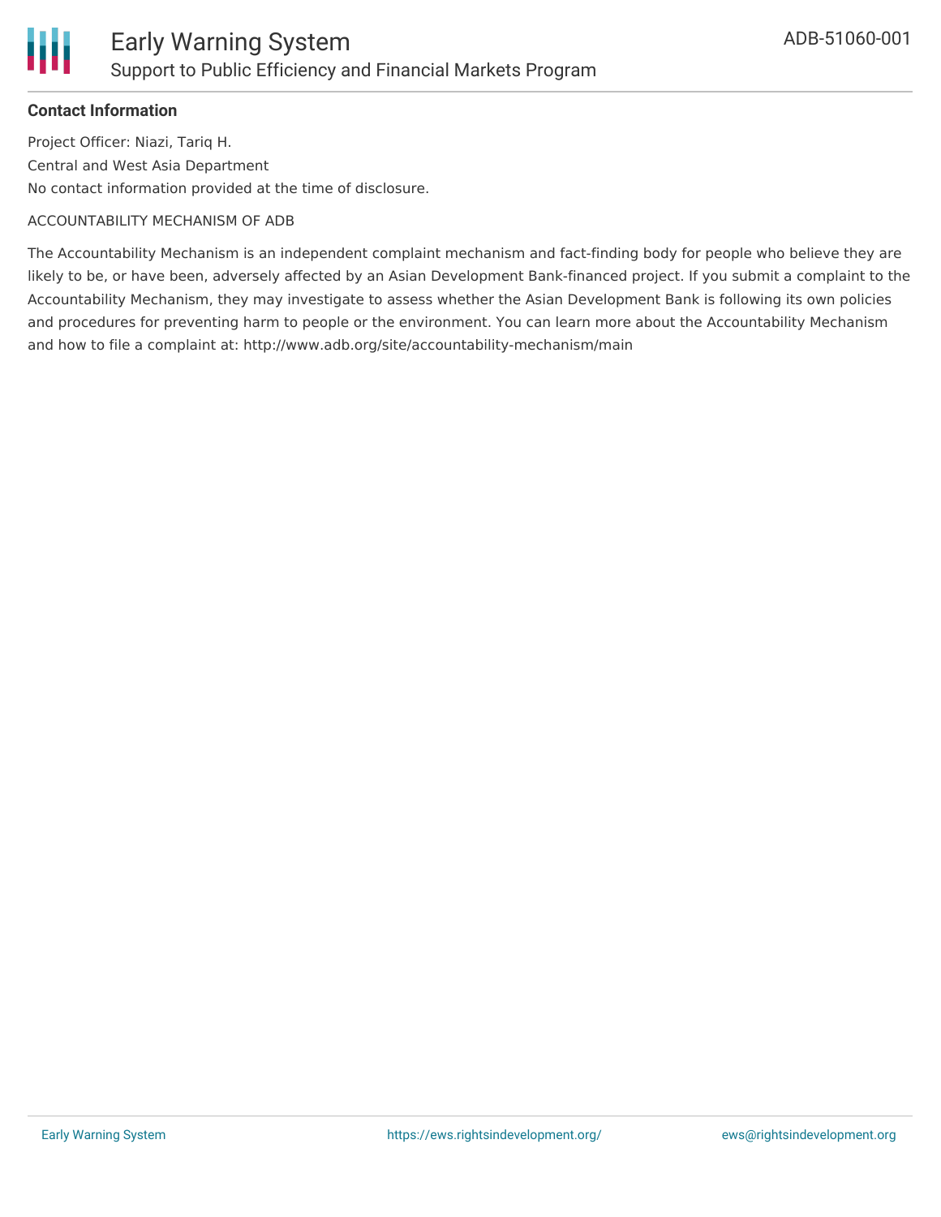**Contact Information**

Project Officer: Niazi, Tariq H.

Central and West Asia Department

No contact information provided at the time of disclosure.

ACCOUNTABILITY MECHANISM OF ADB

The Accountability Mechanism is an independent complaint mechanism and fact-finding body for people who believe they are likely to be, or have been, adversely affected by an Asian Development Bank-financed project. If you submit a complaint to the Accountability Mechanism, they may investigate to assess whether the Asian Development Bank is following its own policies and procedures for preventing harm to people or the environment. You can learn more about the Accountability Mechanism and how to file a complaint at: http://www.adb.org/site/accountability-mechanism/main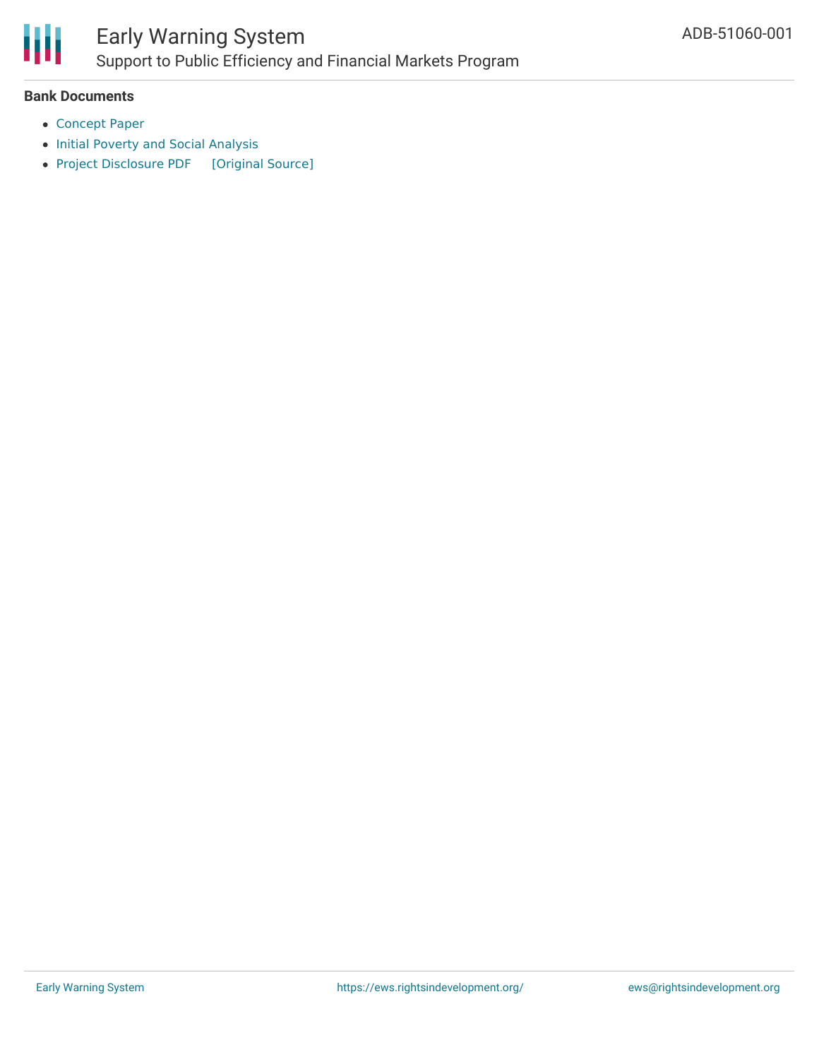**Bank Documents**

- Concept Paper
- Initial Poverty and Social Analysis
- Project Disclosure PDF [Original Source]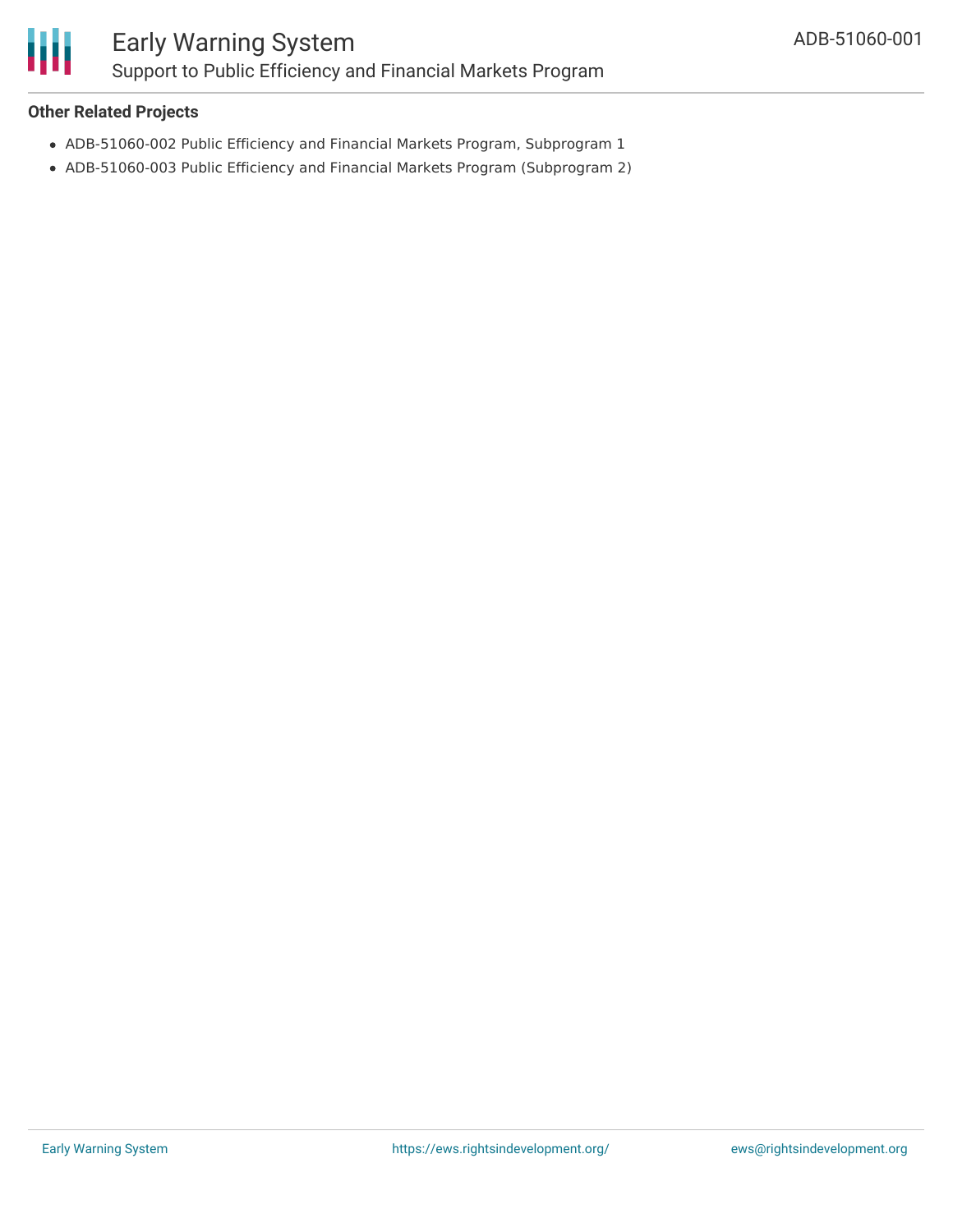**Other Related Projects**

- ADB-51060-002 Public Efficiency and Financial Markets Program, Subprogram 1
- ADB-51060-003 Public Efficiency and Financial Markets Program (Subprogram 2)